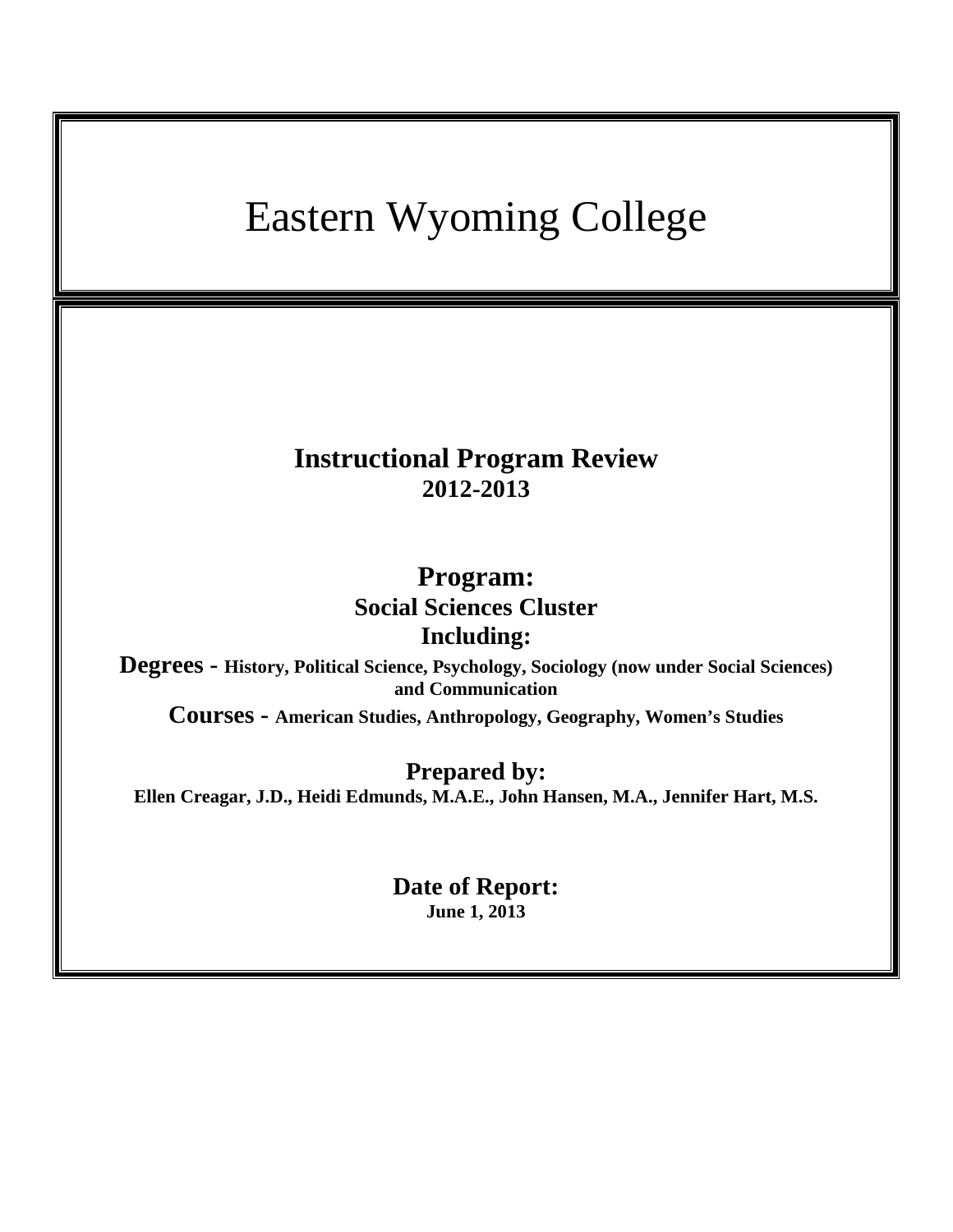# Eastern Wyoming College

## Instructional Program Review
**2012-2013**

## Program:
**Social Sciences Cluster**

**Including:**

**Degrees - History, Political Science, Psychology, Sociology (now under Social Sciences) and Communication**

**Courses - American Studies, Anthropology, Geography, Women's Studies**

## Prepared by:
**Ellen Creagar, J.D., Heidi Edmunds, M.A.E., John Hansen, M.A., Jennifer Hart, M.S.**

## Date of Report:
**June 1, 2013**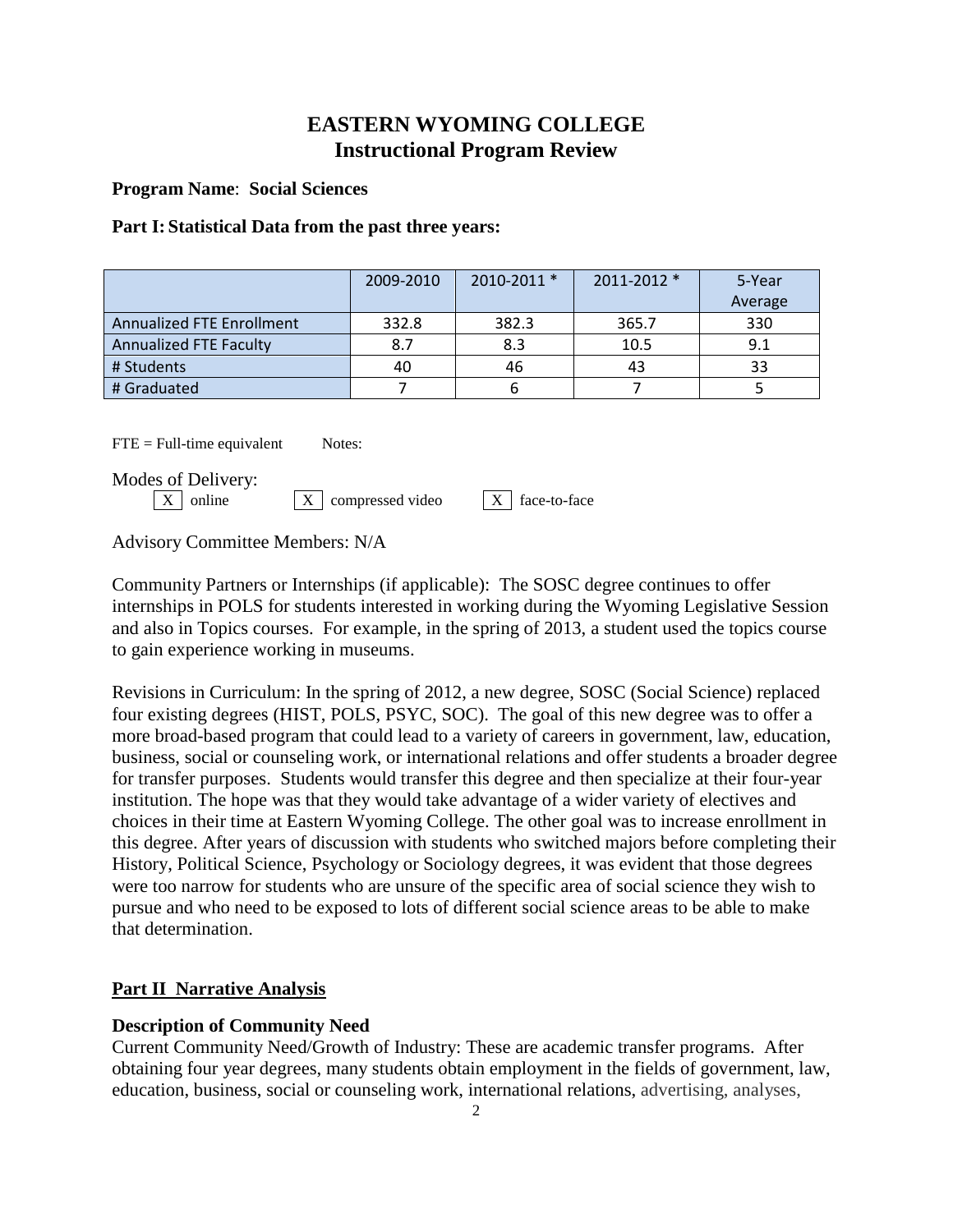# EASTERN WYOMING COLLEGE
# Instructional Program Review

**Program Name**: **Social Sciences**

**Part I: Statistical Data from the past three years:**

| | 2009-2010 | 2010-2011 * | 2011-2012 * | 5-Year Average |
|---|---|---|---|---|
| Annualized FTE Enrollment | 332.8 | 382.3 | 365.7 | 330 |
| Annualized FTE Faculty | 8.7 | 8.3 | 10.5 | 9.1 |
| # Students | 40 | 46 | 43 | 33 |
| # Graduated | 7 | 6 | 7 | 5 |

FTE = Full-time equivalent    Notes:

Modes of Delivery:

[X] online    [X] compressed video    [X] face-to-face

Advisory Committee Members: N/A

Community Partners or Internships (if applicable): The SOSC degree continues to offer internships in POLS for students interested in working during the Wyoming Legislative Session and also in Topics courses. For example, in the spring of 2013, a student used the topics course to gain experience working in museums.

Revisions in Curriculum: In the spring of 2012, a new degree, SOSC (Social Science) replaced four existing degrees (HIST, POLS, PSYC, SOC). The goal of this new degree was to offer a more broad-based program that could lead to a variety of careers in government, law, education, business, social or counseling work, or international relations and offer students a broader degree for transfer purposes. Students would transfer this degree and then specialize at their four-year institution. The hope was that they would take advantage of a wider variety of electives and choices in their time at Eastern Wyoming College. The other goal was to increase enrollment in this degree. After years of discussion with students who switched majors before completing their History, Political Science, Psychology or Sociology degrees, it was evident that those degrees were too narrow for students who are unsure of the specific area of social science they wish to pursue and who need to be exposed to lots of different social science areas to be able to make that determination.

## Part II Narrative Analysis

**Description of Community Need**

Current Community Need/Growth of Industry: These are academic transfer programs. After obtaining four year degrees, many students obtain employment in the fields of government, law, education, business, social or counseling work, international relations, advertising, analyses,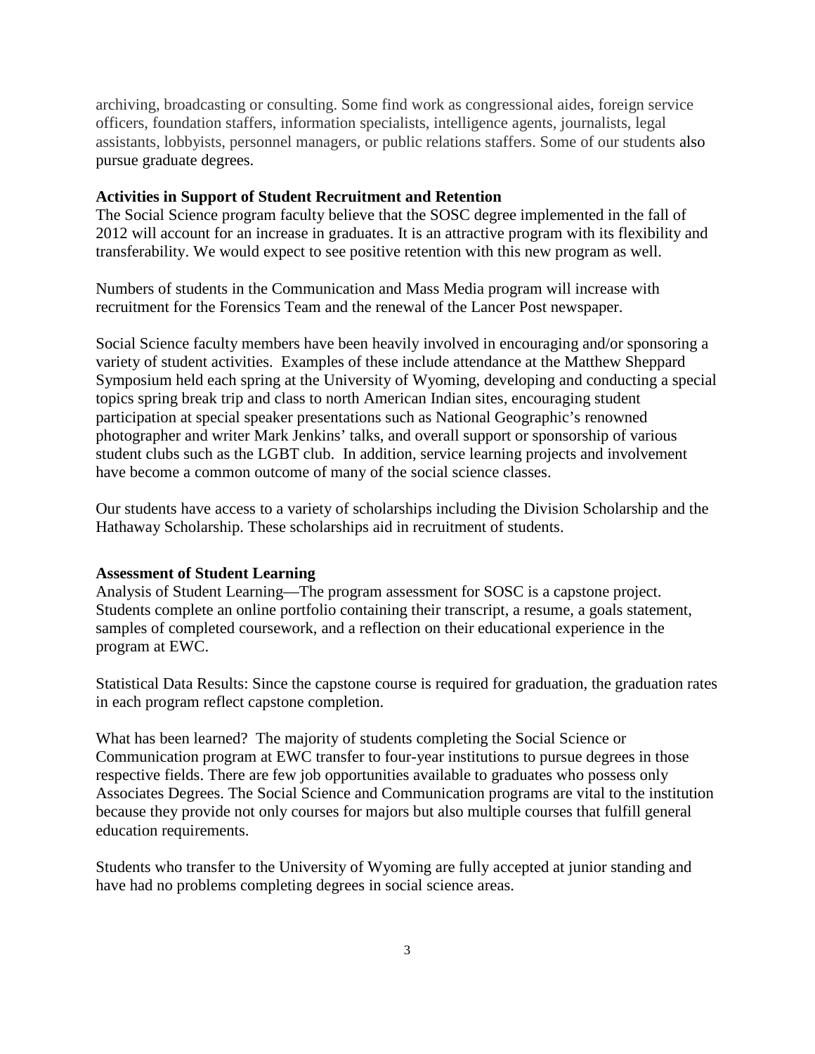archiving, broadcasting or consulting. Some find work as congressional aides, foreign service officers, foundation staffers, information specialists, intelligence agents, journalists, legal assistants, lobbyists, personnel managers, or public relations staffers. Some of our students also pursue graduate degrees.

**Activities in Support of Student Recruitment and Retention**

The Social Science program faculty believe that the SOSC degree implemented in the fall of 2012 will account for an increase in graduates. It is an attractive program with its flexibility and transferability. We would expect to see positive retention with this new program as well.

Numbers of students in the Communication and Mass Media program will increase with recruitment for the Forensics Team and the renewal of the Lancer Post newspaper.

Social Science faculty members have been heavily involved in encouraging and/or sponsoring a variety of student activities. Examples of these include attendance at the Matthew Sheppard Symposium held each spring at the University of Wyoming, developing and conducting a special topics spring break trip and class to north American Indian sites, encouraging student participation at special speaker presentations such as National Geographic's renowned photographer and writer Mark Jenkins' talks, and overall support or sponsorship of various student clubs such as the LGBT club. In addition, service learning projects and involvement have become a common outcome of many of the social science classes.

Our students have access to a variety of scholarships including the Division Scholarship and the Hathaway Scholarship. These scholarships aid in recruitment of students.

**Assessment of Student Learning**

Analysis of Student Learning—The program assessment for SOSC is a capstone project. Students complete an online portfolio containing their transcript, a resume, a goals statement, samples of completed coursework, and a reflection on their educational experience in the program at EWC.

Statistical Data Results: Since the capstone course is required for graduation, the graduation rates in each program reflect capstone completion.

What has been learned? The majority of students completing the Social Science or Communication program at EWC transfer to four-year institutions to pursue degrees in those respective fields. There are few job opportunities available to graduates who possess only Associates Degrees. The Social Science and Communication programs are vital to the institution because they provide not only courses for majors but also multiple courses that fulfill general education requirements.

Students who transfer to the University of Wyoming are fully accepted at junior standing and have had no problems completing degrees in social science areas.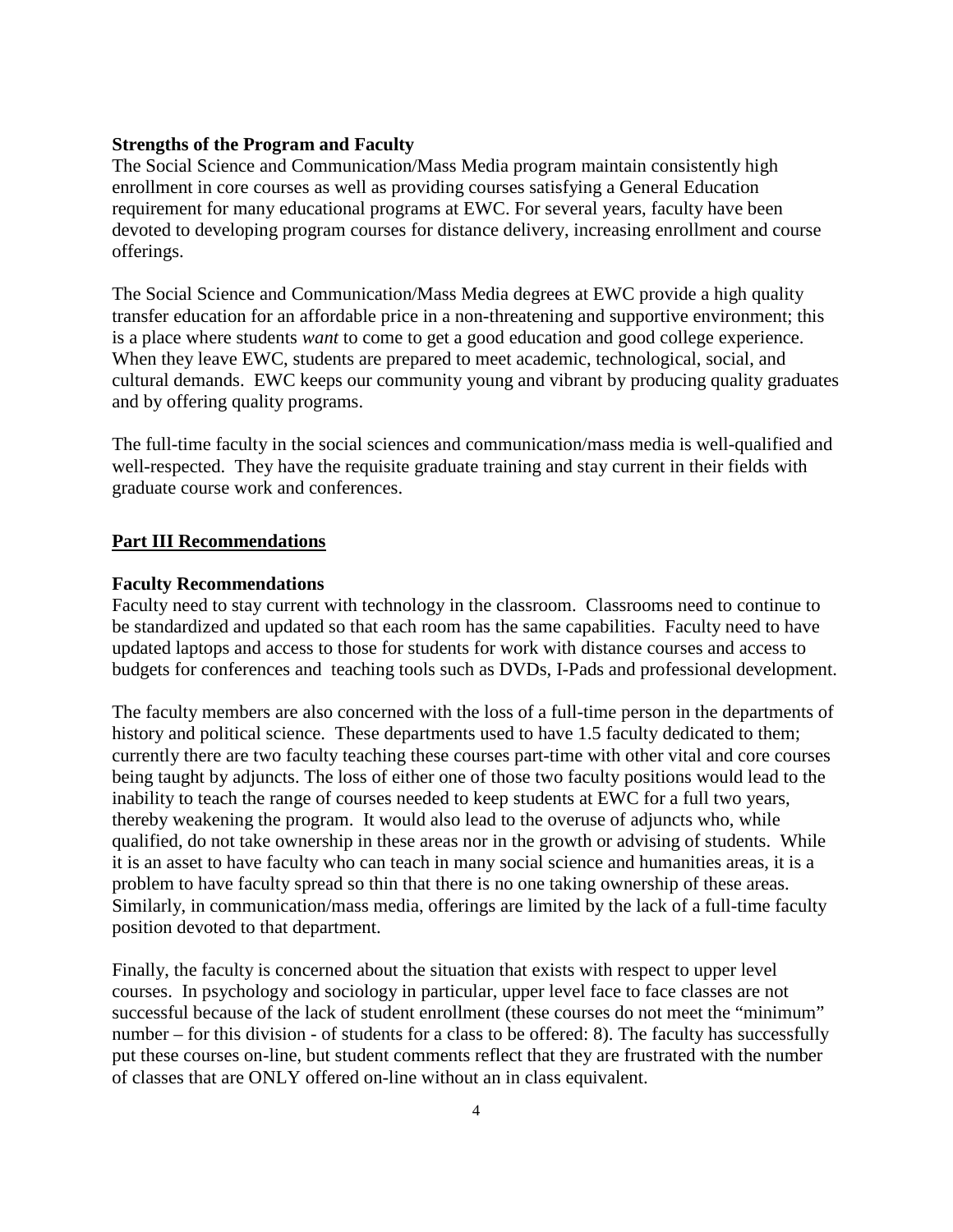### Strengths of the Program and Faculty

The Social Science and Communication/Mass Media program maintain consistently high enrollment in core courses as well as providing courses satisfying a General Education requirement for many educational programs at EWC. For several years, faculty have been devoted to developing program courses for distance delivery, increasing enrollment and course offerings.

The Social Science and Communication/Mass Media degrees at EWC provide a high quality transfer education for an affordable price in a non-threatening and supportive environment; this is a place where students *want* to come to get a good education and good college experience. When they leave EWC, students are prepared to meet academic, technological, social, and cultural demands. EWC keeps our community young and vibrant by producing quality graduates and by offering quality programs.

The full-time faculty in the social sciences and communication/mass media is well-qualified and well-respected. They have the requisite graduate training and stay current in their fields with graduate course work and conferences.

## Part III Recommendations

### Faculty Recommendations

Faculty need to stay current with technology in the classroom. Classrooms need to continue to be standardized and updated so that each room has the same capabilities. Faculty need to have updated laptops and access to those for students for work with distance courses and access to budgets for conferences and teaching tools such as DVDs, I-Pads and professional development.

The faculty members are also concerned with the loss of a full-time person in the departments of history and political science. These departments used to have 1.5 faculty dedicated to them; currently there are two faculty teaching these courses part-time with other vital and core courses being taught by adjuncts. The loss of either one of those two faculty positions would lead to the inability to teach the range of courses needed to keep students at EWC for a full two years, thereby weakening the program. It would also lead to the overuse of adjuncts who, while qualified, do not take ownership in these areas nor in the growth or advising of students. While it is an asset to have faculty who can teach in many social science and humanities areas, it is a problem to have faculty spread so thin that there is no one taking ownership of these areas. Similarly, in communication/mass media, offerings are limited by the lack of a full-time faculty position devoted to that department.

Finally, the faculty is concerned about the situation that exists with respect to upper level courses. In psychology and sociology in particular, upper level face to face classes are not successful because of the lack of student enrollment (these courses do not meet the "minimum" number – for this division - of students for a class to be offered: 8). The faculty has successfully put these courses on-line, but student comments reflect that they are frustrated with the number of classes that are ONLY offered on-line without an in class equivalent.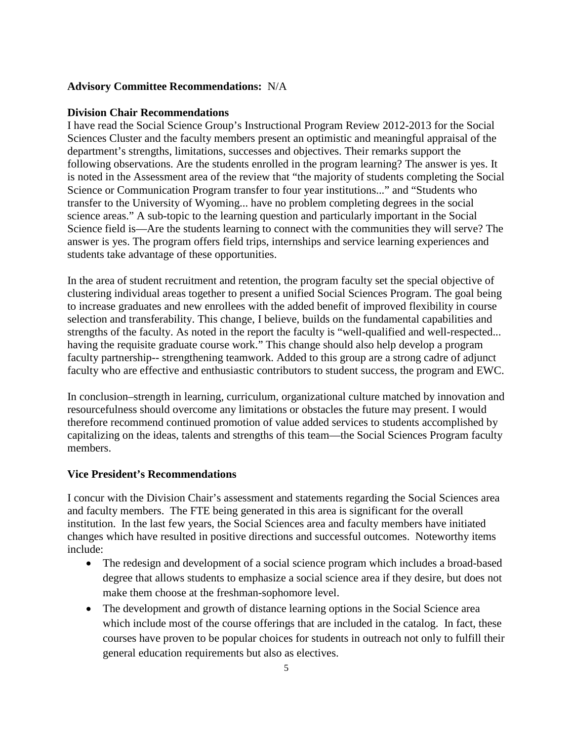**Advisory Committee Recommendations:** N/A

**Division Chair Recommendations**

I have read the Social Science Group's Instructional Program Review 2012-2013 for the Social Sciences Cluster and the faculty members present an optimistic and meaningful appraisal of the department's strengths, limitations, successes and objectives. Their remarks support the following observations. Are the students enrolled in the program learning? The answer is yes. It is noted in the Assessment area of the review that "the majority of students completing the Social Science or Communication Program transfer to four year institutions..." and "Students who transfer to the University of Wyoming... have no problem completing degrees in the social science areas." A sub-topic to the learning question and particularly important in the Social Science field is—Are the students learning to connect with the communities they will serve? The answer is yes. The program offers field trips, internships and service learning experiences and students take advantage of these opportunities.

In the area of student recruitment and retention, the program faculty set the special objective of clustering individual areas together to present a unified Social Sciences Program. The goal being to increase graduates and new enrollees with the added benefit of improved flexibility in course selection and transferability. This change, I believe, builds on the fundamental capabilities and strengths of the faculty. As noted in the report the faculty is "well-qualified and well-respected... having the requisite graduate course work." This change should also help develop a program faculty partnership-- strengthening teamwork. Added to this group are a strong cadre of adjunct faculty who are effective and enthusiastic contributors to student success, the program and EWC.

In conclusion–strength in learning, curriculum, organizational culture matched by innovation and resourcefulness should overcome any limitations or obstacles the future may present. I would therefore recommend continued promotion of value added services to students accomplished by capitalizing on the ideas, talents and strengths of this team—the Social Sciences Program faculty members.

**Vice President's Recommendations**

I concur with the Division Chair's assessment and statements regarding the Social Sciences area and faculty members. The FTE being generated in this area is significant for the overall institution. In the last few years, the Social Sciences area and faculty members have initiated changes which have resulted in positive directions and successful outcomes. Noteworthy items include:

- The redesign and development of a social science program which includes a broad-based degree that allows students to emphasize a social science area if they desire, but does not make them choose at the freshman-sophomore level.
- The development and growth of distance learning options in the Social Science area which include most of the course offerings that are included in the catalog. In fact, these courses have proven to be popular choices for students in outreach not only to fulfill their general education requirements but also as electives.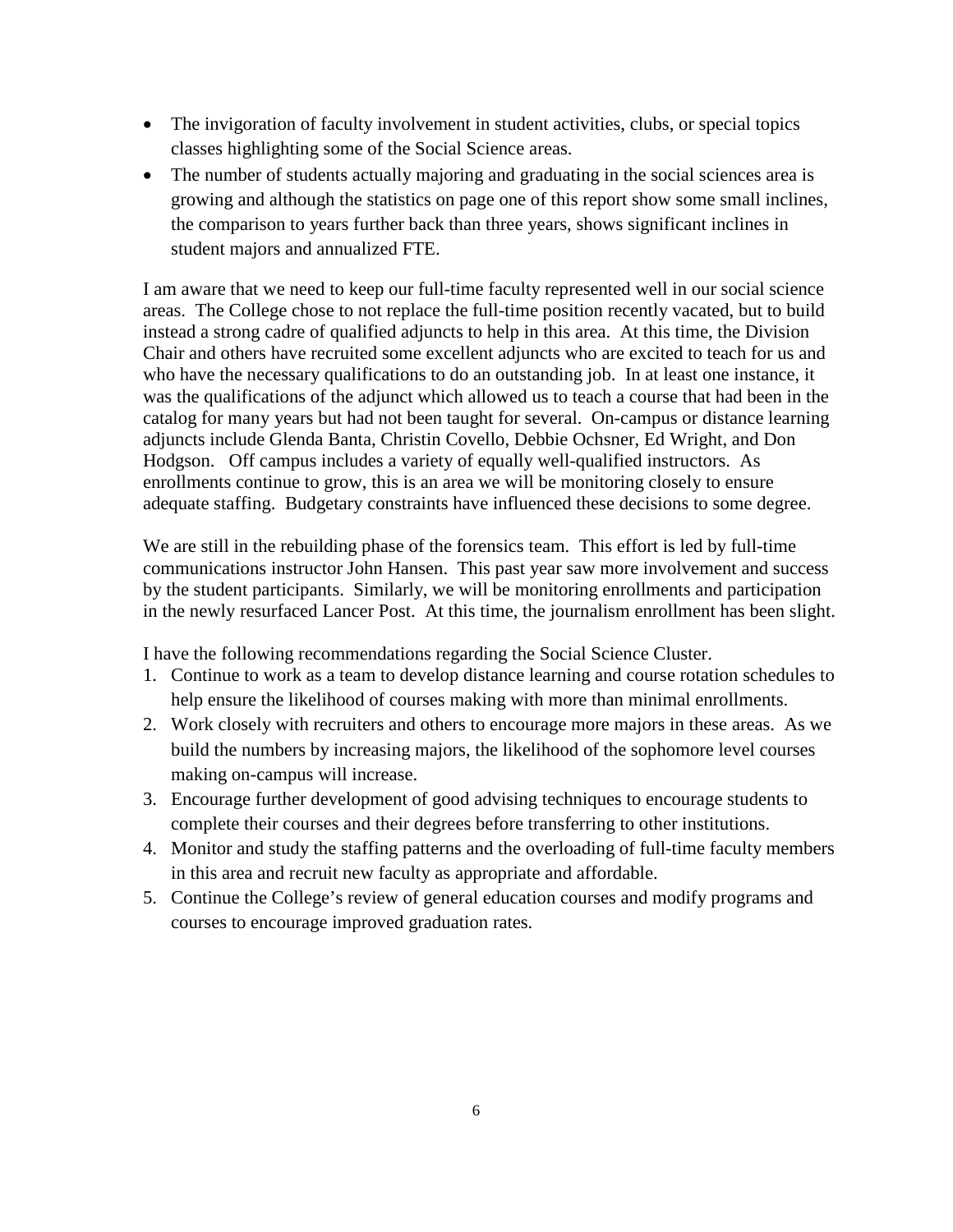- The invigoration of faculty involvement in student activities, clubs, or special topics classes highlighting some of the Social Science areas.
- The number of students actually majoring and graduating in the social sciences area is growing and although the statistics on page one of this report show some small inclines, the comparison to years further back than three years, shows significant inclines in student majors and annualized FTE.

I am aware that we need to keep our full-time faculty represented well in our social science areas. The College chose to not replace the full-time position recently vacated, but to build instead a strong cadre of qualified adjuncts to help in this area. At this time, the Division Chair and others have recruited some excellent adjuncts who are excited to teach for us and who have the necessary qualifications to do an outstanding job. In at least one instance, it was the qualifications of the adjunct which allowed us to teach a course that had been in the catalog for many years but had not been taught for several. On-campus or distance learning adjuncts include Glenda Banta, Christin Covello, Debbie Ochsner, Ed Wright, and Don Hodgson. Off campus includes a variety of equally well-qualified instructors. As enrollments continue to grow, this is an area we will be monitoring closely to ensure adequate staffing. Budgetary constraints have influenced these decisions to some degree.

We are still in the rebuilding phase of the forensics team. This effort is led by full-time communications instructor John Hansen. This past year saw more involvement and success by the student participants. Similarly, we will be monitoring enrollments and participation in the newly resurfaced Lancer Post. At this time, the journalism enrollment has been slight.

I have the following recommendations regarding the Social Science Cluster.

1. Continue to work as a team to develop distance learning and course rotation schedules to help ensure the likelihood of courses making with more than minimal enrollments.
2. Work closely with recruiters and others to encourage more majors in these areas. As we build the numbers by increasing majors, the likelihood of the sophomore level courses making on-campus will increase.
3. Encourage further development of good advising techniques to encourage students to complete their courses and their degrees before transferring to other institutions.
4. Monitor and study the staffing patterns and the overloading of full-time faculty members in this area and recruit new faculty as appropriate and affordable.
5. Continue the College's review of general education courses and modify programs and courses to encourage improved graduation rates.